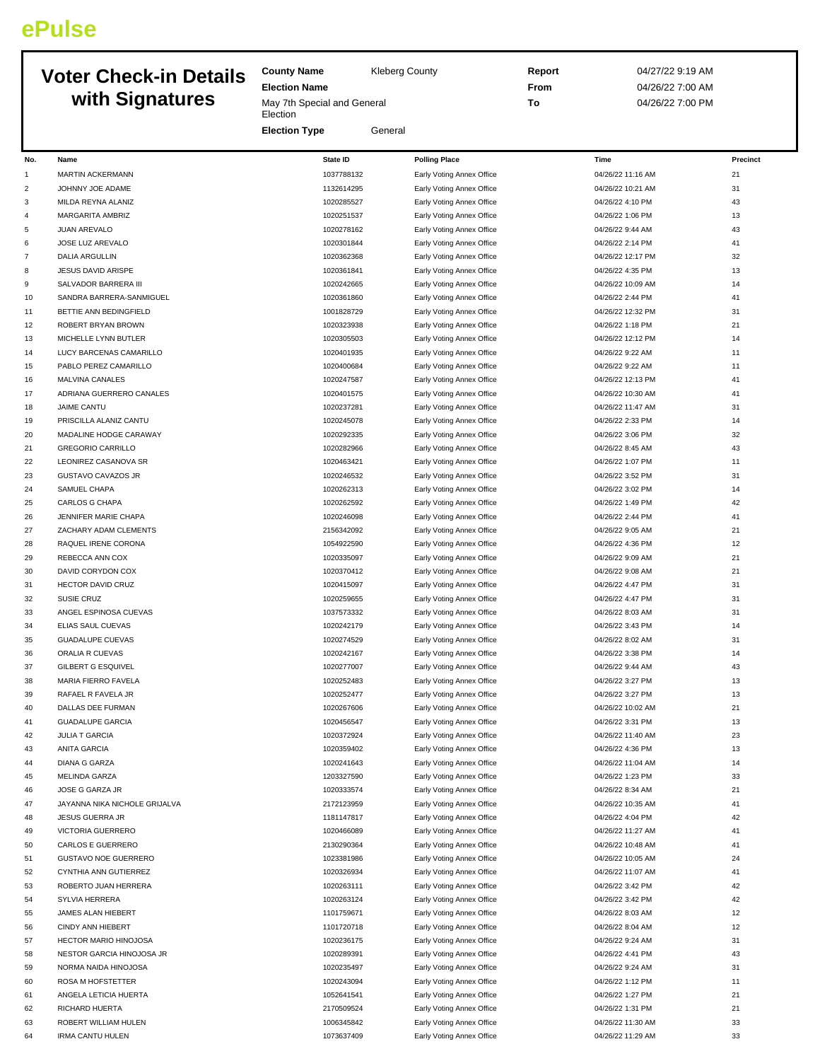# ePulse

## Voter Check-in Details with Signatures

**County Name** Kleberg County

**Election Name** May 7th Special and General Election

**Election Type** General

**Report** 04/27/22 9:19 AM

**From** 04/26/22 7:00 AM

**To** 04/26/22 7:00 PM

| No. | Name | State ID | Polling Place | Time | Precinct |
|---|---|---|---|---|---|
| 1 | MARTIN ACKERMANN | 1037788132 | Early Voting Annex Office | 04/26/22 11:16 AM | 21 |
| 2 | JOHNNY JOE ADAME | 1132614295 | Early Voting Annex Office | 04/26/22 10:21 AM | 31 |
| 3 | MILDA REYNA ALANIZ | 1020285527 | Early Voting Annex Office | 04/26/22 4:10 PM | 43 |
| 4 | MARGARITA AMBRIZ | 1020251537 | Early Voting Annex Office | 04/26/22 1:06 PM | 13 |
| 5 | JUAN AREVALO | 1020278162 | Early Voting Annex Office | 04/26/22 9:44 AM | 43 |
| 6 | JOSE LUZ AREVALO | 1020301844 | Early Voting Annex Office | 04/26/22 2:14 PM | 41 |
| 7 | DALIA ARGULLIN | 1020362368 | Early Voting Annex Office | 04/26/22 12:17 PM | 32 |
| 8 | JESUS DAVID ARISPE | 1020361841 | Early Voting Annex Office | 04/26/22 4:35 PM | 13 |
| 9 | SALVADOR BARRERA III | 1020242665 | Early Voting Annex Office | 04/26/22 10:09 AM | 14 |
| 10 | SANDRA BARRERA-SANMIGUEL | 1020361860 | Early Voting Annex Office | 04/26/22 2:44 PM | 41 |
| 11 | BETTIE ANN BEDINGFIELD | 1001828729 | Early Voting Annex Office | 04/26/22 12:32 PM | 31 |
| 12 | ROBERT BRYAN BROWN | 1020323938 | Early Voting Annex Office | 04/26/22 1:18 PM | 21 |
| 13 | MICHELLE LYNN BUTLER | 1020305503 | Early Voting Annex Office | 04/26/22 12:12 PM | 14 |
| 14 | LUCY BARCENAS CAMARILLO | 1020401935 | Early Voting Annex Office | 04/26/22 9:22 AM | 11 |
| 15 | PABLO PEREZ CAMARILLO | 1020400684 | Early Voting Annex Office | 04/26/22 9:22 AM | 11 |
| 16 | MALVINA CANALES | 1020247587 | Early Voting Annex Office | 04/26/22 12:13 PM | 41 |
| 17 | ADRIANA GUERRERO CANALES | 1020401575 | Early Voting Annex Office | 04/26/22 10:30 AM | 41 |
| 18 | JAIME CANTU | 1020237281 | Early Voting Annex Office | 04/26/22 11:47 AM | 31 |
| 19 | PRISCILLA ALANIZ CANTU | 1020245078 | Early Voting Annex Office | 04/26/22 2:33 PM | 14 |
| 20 | MADALINE HODGE CARAWAY | 1020292335 | Early Voting Annex Office | 04/26/22 3:06 PM | 32 |
| 21 | GREGORIO CARRILLO | 1020282966 | Early Voting Annex Office | 04/26/22 8:45 AM | 43 |
| 22 | LEONIREZ CASANOVA SR | 1020463421 | Early Voting Annex Office | 04/26/22 1:07 PM | 11 |
| 23 | GUSTAVO CAVAZOS JR | 1020246532 | Early Voting Annex Office | 04/26/22 3:52 PM | 31 |
| 24 | SAMUEL CHAPA | 1020262313 | Early Voting Annex Office | 04/26/22 3:02 PM | 14 |
| 25 | CARLOS G CHAPA | 1020262592 | Early Voting Annex Office | 04/26/22 1:49 PM | 42 |
| 26 | JENNIFER MARIE CHAPA | 1020246098 | Early Voting Annex Office | 04/26/22 2:44 PM | 41 |
| 27 | ZACHARY ADAM CLEMENTS | 2156342092 | Early Voting Annex Office | 04/26/22 9:05 AM | 21 |
| 28 | RAQUEL IRENE CORONA | 1054922590 | Early Voting Annex Office | 04/26/22 4:36 PM | 12 |
| 29 | REBECCA ANN COX | 1020335097 | Early Voting Annex Office | 04/26/22 9:09 AM | 21 |
| 30 | DAVID CORYDON COX | 1020370412 | Early Voting Annex Office | 04/26/22 9:08 AM | 21 |
| 31 | HECTOR DAVID CRUZ | 1020415097 | Early Voting Annex Office | 04/26/22 4:47 PM | 31 |
| 32 | SUSIE CRUZ | 1020259655 | Early Voting Annex Office | 04/26/22 4:47 PM | 31 |
| 33 | ANGEL ESPINOSA CUEVAS | 1037573332 | Early Voting Annex Office | 04/26/22 8:03 AM | 31 |
| 34 | ELIAS SAUL CUEVAS | 1020242179 | Early Voting Annex Office | 04/26/22 3:43 PM | 14 |
| 35 | GUADALUPE CUEVAS | 1020274529 | Early Voting Annex Office | 04/26/22 8:02 AM | 31 |
| 36 | ORALIA R CUEVAS | 1020242167 | Early Voting Annex Office | 04/26/22 3:38 PM | 14 |
| 37 | GILBERT G ESQUIVEL | 1020277007 | Early Voting Annex Office | 04/26/22 9:44 AM | 43 |
| 38 | MARIA FIERRO FAVELA | 1020252483 | Early Voting Annex Office | 04/26/22 3:27 PM | 13 |
| 39 | RAFAEL R FAVELA JR | 1020252477 | Early Voting Annex Office | 04/26/22 3:27 PM | 13 |
| 40 | DALLAS DEE FURMAN | 1020267606 | Early Voting Annex Office | 04/26/22 10:02 AM | 21 |
| 41 | GUADALUPE GARCIA | 1020456547 | Early Voting Annex Office | 04/26/22 3:31 PM | 13 |
| 42 | JULIA T GARCIA | 1020372924 | Early Voting Annex Office | 04/26/22 11:40 AM | 23 |
| 43 | ANITA GARCIA | 1020359402 | Early Voting Annex Office | 04/26/22 4:36 PM | 13 |
| 44 | DIANA G GARZA | 1020241643 | Early Voting Annex Office | 04/26/22 11:04 AM | 14 |
| 45 | MELINDA GARZA | 1203327590 | Early Voting Annex Office | 04/26/22 1:23 PM | 33 |
| 46 | JOSE G GARZA JR | 1020333574 | Early Voting Annex Office | 04/26/22 8:34 AM | 21 |
| 47 | JAYANNA NIKA NICHOLE GRIJALVA | 2172123959 | Early Voting Annex Office | 04/26/22 10:35 AM | 41 |
| 48 | JESUS GUERRA JR | 1181147817 | Early Voting Annex Office | 04/26/22 4:04 PM | 42 |
| 49 | VICTORIA GUERRERO | 1020466089 | Early Voting Annex Office | 04/26/22 11:27 AM | 41 |
| 50 | CARLOS E GUERRERO | 2130290364 | Early Voting Annex Office | 04/26/22 10:48 AM | 41 |
| 51 | GUSTAVO NOE GUERRERO | 1023381986 | Early Voting Annex Office | 04/26/22 10:05 AM | 24 |
| 52 | CYNTHIA ANN GUTIERREZ | 1020326934 | Early Voting Annex Office | 04/26/22 11:07 AM | 41 |
| 53 | ROBERTO JUAN HERRERA | 1020263111 | Early Voting Annex Office | 04/26/22 3:42 PM | 42 |
| 54 | SYLVIA HERRERA | 1020263124 | Early Voting Annex Office | 04/26/22 3:42 PM | 42 |
| 55 | JAMES ALAN HIEBERT | 1101759671 | Early Voting Annex Office | 04/26/22 8:03 AM | 12 |
| 56 | CINDY ANN HIEBERT | 1101720718 | Early Voting Annex Office | 04/26/22 8:04 AM | 12 |
| 57 | HECTOR MARIO HINOJOSA | 1020236175 | Early Voting Annex Office | 04/26/22 9:24 AM | 31 |
| 58 | NESTOR GARCIA HINOJOSA JR | 1020289391 | Early Voting Annex Office | 04/26/22 4:41 PM | 43 |
| 59 | NORMA NAIDA HINOJOSA | 1020235497 | Early Voting Annex Office | 04/26/22 9:24 AM | 31 |
| 60 | ROSA M HOFSTETTER | 1020243094 | Early Voting Annex Office | 04/26/22 1:12 PM | 11 |
| 61 | ANGELA LETICIA HUERTA | 1052641541 | Early Voting Annex Office | 04/26/22 1:27 PM | 21 |
| 62 | RICHARD HUERTA | 2170509524 | Early Voting Annex Office | 04/26/22 1:31 PM | 21 |
| 63 | ROBERT WILLIAM HULEN | 1006345842 | Early Voting Annex Office | 04/26/22 11:30 AM | 33 |
| 64 | IRMA CANTU HULEN | 1073637409 | Early Voting Annex Office | 04/26/22 11:29 AM | 33 |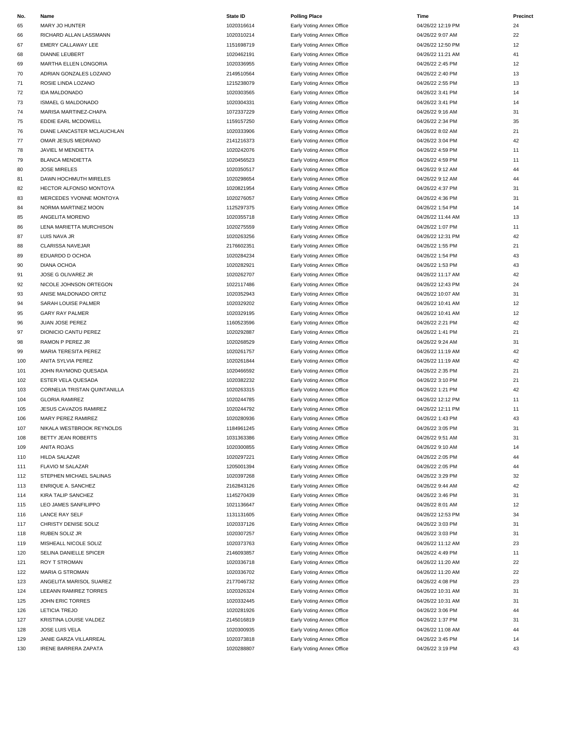| No. | Name | State ID | Polling Place | Time | Precinct |
|---|---|---|---|---|---|
| 65 | MARY JO HUNTER | 1020316614 | Early Voting Annex Office | 04/26/22 12:19 PM | 24 |
| 66 | RICHARD ALLAN LASSMANN | 1020310214 | Early Voting Annex Office | 04/26/22 9:07 AM | 22 |
| 67 | EMERY CALLAWAY LEE | 1151698719 | Early Voting Annex Office | 04/26/22 12:50 PM | 12 |
| 68 | DIANNE LEUBERT | 1020462191 | Early Voting Annex Office | 04/26/22 11:21 AM | 41 |
| 69 | MARTHA ELLEN LONGORIA | 1020336955 | Early Voting Annex Office | 04/26/22 2:45 PM | 12 |
| 70 | ADRIAN GONZALES LOZANO | 2149510564 | Early Voting Annex Office | 04/26/22 2:40 PM | 13 |
| 71 | ROSIE LINDA LOZANO | 1215238079 | Early Voting Annex Office | 04/26/22 2:55 PM | 13 |
| 72 | IDA MALDONADO | 1020303565 | Early Voting Annex Office | 04/26/22 3:41 PM | 14 |
| 73 | ISMAEL G MALDONADO | 1020304331 | Early Voting Annex Office | 04/26/22 3:41 PM | 14 |
| 74 | MARISA MARTINEZ-CHAPA | 1072337229 | Early Voting Annex Office | 04/26/22 9:16 AM | 31 |
| 75 | EDDIE EARL MCDOWELL | 1159157250 | Early Voting Annex Office | 04/26/22 2:34 PM | 35 |
| 76 | DIANE LANCASTER MCLAUCHLAN | 1020333906 | Early Voting Annex Office | 04/26/22 8:02 AM | 21 |
| 77 | OMAR JESUS MEDRANO | 2141216373 | Early Voting Annex Office | 04/26/22 3:04 PM | 42 |
| 78 | JAVIEL M MENDIETTA | 1020242076 | Early Voting Annex Office | 04/26/22 4:59 PM | 11 |
| 79 | BLANCA MENDIETTA | 1020456523 | Early Voting Annex Office | 04/26/22 4:59 PM | 11 |
| 80 | JOSE MIRELES | 1020350517 | Early Voting Annex Office | 04/26/22 9:12 AM | 44 |
| 81 | DAWN HOCHMUTH MIRELES | 1020298654 | Early Voting Annex Office | 04/26/22 9:12 AM | 44 |
| 82 | HECTOR ALFONSO MONTOYA | 1020821954 | Early Voting Annex Office | 04/26/22 4:37 PM | 31 |
| 83 | MERCEDES YVONNE MONTOYA | 1020276057 | Early Voting Annex Office | 04/26/22 4:36 PM | 31 |
| 84 | NORMA MARTINEZ MOON | 1125297375 | Early Voting Annex Office | 04/26/22 1:54 PM | 14 |
| 85 | ANGELITA MORENO | 1020355718 | Early Voting Annex Office | 04/26/22 11:44 AM | 13 |
| 86 | LENA MARIETTA MURCHISON | 1020275559 | Early Voting Annex Office | 04/26/22 1:07 PM | 11 |
| 87 | LUIS NAVA JR | 1020263256 | Early Voting Annex Office | 04/26/22 12:31 PM | 42 |
| 88 | CLARISSA NAVEJAR | 2176602351 | Early Voting Annex Office | 04/26/22 1:55 PM | 21 |
| 89 | EDUARDO D OCHOA | 1020284234 | Early Voting Annex Office | 04/26/22 1:54 PM | 43 |
| 90 | DIANA OCHOA | 1020282921 | Early Voting Annex Office | 04/26/22 1:53 PM | 43 |
| 91 | JOSE G OLIVAREZ JR | 1020262707 | Early Voting Annex Office | 04/26/22 11:17 AM | 42 |
| 92 | NICOLE JOHNSON ORTEGON | 1022117486 | Early Voting Annex Office | 04/26/22 12:43 PM | 24 |
| 93 | ANISE MALDONADO ORTIZ | 1020352943 | Early Voting Annex Office | 04/26/22 10:07 AM | 31 |
| 94 | SARAH LOUISE PALMER | 1020329202 | Early Voting Annex Office | 04/26/22 10:41 AM | 12 |
| 95 | GARY RAY PALMER | 1020329195 | Early Voting Annex Office | 04/26/22 10:41 AM | 12 |
| 96 | JUAN JOSE PEREZ | 1160523596 | Early Voting Annex Office | 04/26/22 2:21 PM | 42 |
| 97 | DIONICIO CANTU PEREZ | 1020292887 | Early Voting Annex Office | 04/26/22 1:41 PM | 21 |
| 98 | RAMON P PEREZ JR | 1020268529 | Early Voting Annex Office | 04/26/22 9:24 AM | 31 |
| 99 | MARIA TERESITA PEREZ | 1020261757 | Early Voting Annex Office | 04/26/22 11:19 AM | 42 |
| 100 | ANITA SYLVIA PEREZ | 1020261844 | Early Voting Annex Office | 04/26/22 11:19 AM | 42 |
| 101 | JOHN RAYMOND QUESADA | 1020466592 | Early Voting Annex Office | 04/26/22 2:35 PM | 21 |
| 102 | ESTER VELA QUESADA | 1020382232 | Early Voting Annex Office | 04/26/22 3:10 PM | 21 |
| 103 | CORNELIA TRISTAN QUINTANILLA | 1020263315 | Early Voting Annex Office | 04/26/22 1:21 PM | 42 |
| 104 | GLORIA RAMIREZ | 1020244785 | Early Voting Annex Office | 04/26/22 12:12 PM | 11 |
| 105 | JESUS CAVAZOS RAMIREZ | 1020244792 | Early Voting Annex Office | 04/26/22 12:11 PM | 11 |
| 106 | MARY PEREZ RAMIREZ | 1020280936 | Early Voting Annex Office | 04/26/22 1:43 PM | 43 |
| 107 | NIKALA WESTBROOK REYNOLDS | 1184961245 | Early Voting Annex Office | 04/26/22 3:05 PM | 31 |
| 108 | BETTY JEAN ROBERTS | 1031363386 | Early Voting Annex Office | 04/26/22 9:51 AM | 31 |
| 109 | ANITA ROJAS | 1020300855 | Early Voting Annex Office | 04/26/22 9:10 AM | 14 |
| 110 | HILDA SALAZAR | 1020297221 | Early Voting Annex Office | 04/26/22 2:05 PM | 44 |
| 111 | FLAVIO M SALAZAR | 1205001394 | Early Voting Annex Office | 04/26/22 2:05 PM | 44 |
| 112 | STEPHEN MICHAEL SALINAS | 1020397268 | Early Voting Annex Office | 04/26/22 3:29 PM | 32 |
| 113 | ENRIQUE A. SANCHEZ | 2162843126 | Early Voting Annex Office | 04/26/22 9:44 AM | 42 |
| 114 | KIRA TALIP SANCHEZ | 1145270439 | Early Voting Annex Office | 04/26/22 3:46 PM | 31 |
| 115 | LEO JAMES SANFILIPPO | 1021136647 | Early Voting Annex Office | 04/26/22 8:01 AM | 12 |
| 116 | LANCE RAY SELF | 1131131605 | Early Voting Annex Office | 04/26/22 12:53 PM | 34 |
| 117 | CHRISTY DENISE SOLIZ | 1020337126 | Early Voting Annex Office | 04/26/22 3:03 PM | 31 |
| 118 | RUBEN SOLIZ JR | 1020307257 | Early Voting Annex Office | 04/26/22 3:03 PM | 31 |
| 119 | MISHEALL NICOLE SOLIZ | 1020373763 | Early Voting Annex Office | 04/26/22 11:12 AM | 23 |
| 120 | SELINA DANIELLE SPICER | 2146093857 | Early Voting Annex Office | 04/26/22 4:49 PM | 11 |
| 121 | ROY T STROMAN | 1020336718 | Early Voting Annex Office | 04/26/22 11:20 AM | 22 |
| 122 | MARIA G STROMAN | 1020336702 | Early Voting Annex Office | 04/26/22 11:20 AM | 22 |
| 123 | ANGELITA MARISOL SUAREZ | 2177046732 | Early Voting Annex Office | 04/26/22 4:08 PM | 23 |
| 124 | LEEANN RAMIREZ TORRES | 1020326324 | Early Voting Annex Office | 04/26/22 10:31 AM | 31 |
| 125 | JOHN ERIC TORRES | 1020332445 | Early Voting Annex Office | 04/26/22 10:31 AM | 31 |
| 126 | LETICIA TREJO | 1020281926 | Early Voting Annex Office | 04/26/22 3:06 PM | 44 |
| 127 | KRISTINA LOUISE VALDEZ | 2145016819 | Early Voting Annex Office | 04/26/22 1:37 PM | 31 |
| 128 | JOSE LUIS VELA | 1020300935 | Early Voting Annex Office | 04/26/22 11:08 AM | 44 |
| 129 | JANIE GARZA VILLARREAL | 1020373818 | Early Voting Annex Office | 04/26/22 3:45 PM | 14 |
| 130 | IRENE BARRERA ZAPATA | 1020288807 | Early Voting Annex Office | 04/26/22 3:19 PM | 43 |